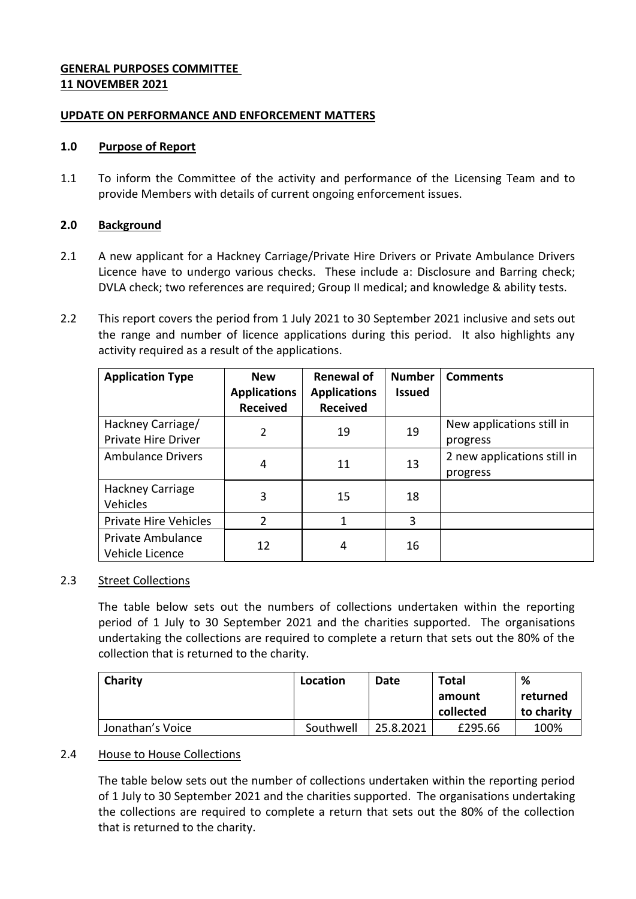**GENERAL PURPOSES COMMITTEE**
**11 NOVEMBER 2021**

**UPDATE ON PERFORMANCE AND ENFORCEMENT MATTERS**

## 1.0 Purpose of Report

1.1 To inform the Committee of the activity and performance of the Licensing Team and to provide Members with details of current ongoing enforcement issues.

## 2.0 Background

2.1 A new applicant for a Hackney Carriage/Private Hire Drivers or Private Ambulance Drivers Licence have to undergo various checks. These include a: Disclosure and Barring check; DVLA check; two references are required; Group II medical; and knowledge & ability tests.

2.2 This report covers the period from 1 July 2021 to 30 September 2021 inclusive and sets out the range and number of licence applications during this period. It also highlights any activity required as a result of the applications.

| Application Type | New Applications Received | Renewal of Applications Received | Number Issued | Comments |
|---|---|---|---|---|
| Hackney Carriage/ Private Hire Driver | 2 | 19 | 19 | New applications still in progress |
| Ambulance Drivers | 4 | 11 | 13 | 2 new applications still in progress |
| Hackney Carriage Vehicles | 3 | 15 | 18 | |
| Private Hire Vehicles | 2 | 1 | 3 | |
| Private Ambulance Vehicle Licence | 12 | 4 | 16 | |

2.3 Street Collections

The table below sets out the numbers of collections undertaken within the reporting period of 1 July to 30 September 2021 and the charities supported. The organisations undertaking the collections are required to complete a return that sets out the 80% of the collection that is returned to the charity.

| Charity | Location | Date | Total amount collected | % returned to charity |
|---|---|---|---|---|
| Jonathan's Voice | Southwell | 25.8.2021 | £295.66 | 100% |

2.4 House to House Collections

The table below sets out the number of collections undertaken within the reporting period of 1 July to 30 September 2021 and the charities supported. The organisations undertaking the collections are required to complete a return that sets out the 80% of the collection that is returned to the charity.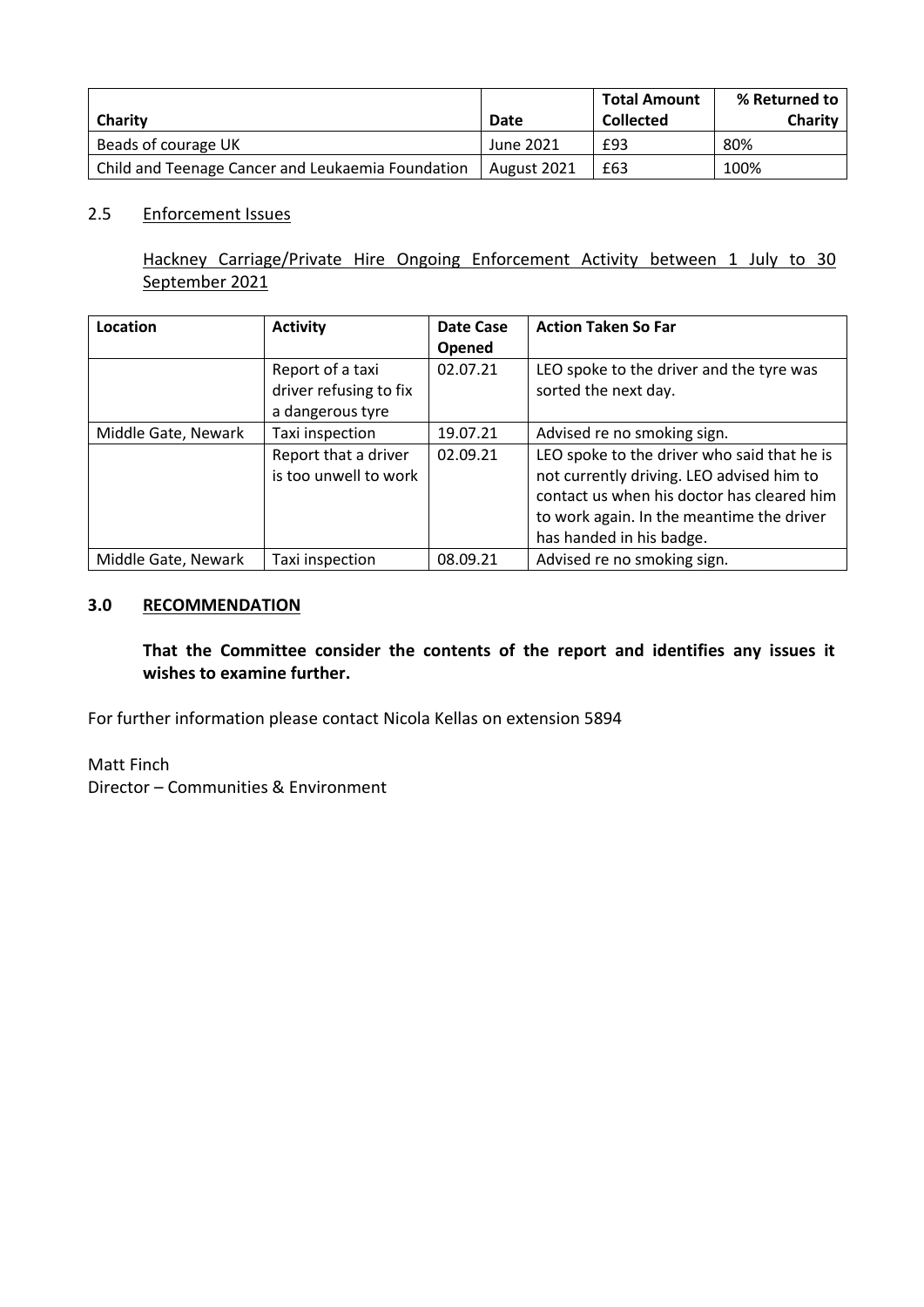| Charity | Date | Total Amount Collected | % Returned to Charity |
|---|---|---|---|
| Beads of courage UK | June 2021 | £93 | 80% |
| Child and Teenage Cancer and Leukaemia Foundation | August 2021 | £63 | 100% |

2.5 Enforcement Issues

Hackney Carriage/Private Hire Ongoing Enforcement Activity between 1 July to 30 September 2021

| Location | Activity | Date Case Opened | Action Taken So Far |
|---|---|---|---|
| | Report of a taxi driver refusing to fix a dangerous tyre | 02.07.21 | LEO spoke to the driver and the tyre was sorted the next day. |
| Middle Gate, Newark | Taxi inspection | 19.07.21 | Advised re no smoking sign. |
| | Report that a driver is too unwell to work | 02.09.21 | LEO spoke to the driver who said that he is not currently driving. LEO advised him to contact us when his doctor has cleared him to work again. In the meantime the driver has handed in his badge. |
| Middle Gate, Newark | Taxi inspection | 08.09.21 | Advised re no smoking sign. |

## 3.0 RECOMMENDATION

**That the Committee consider the contents of the report and identifies any issues it wishes to examine further.**

For further information please contact Nicola Kellas on extension 5894

Matt Finch
Director – Communities & Environment